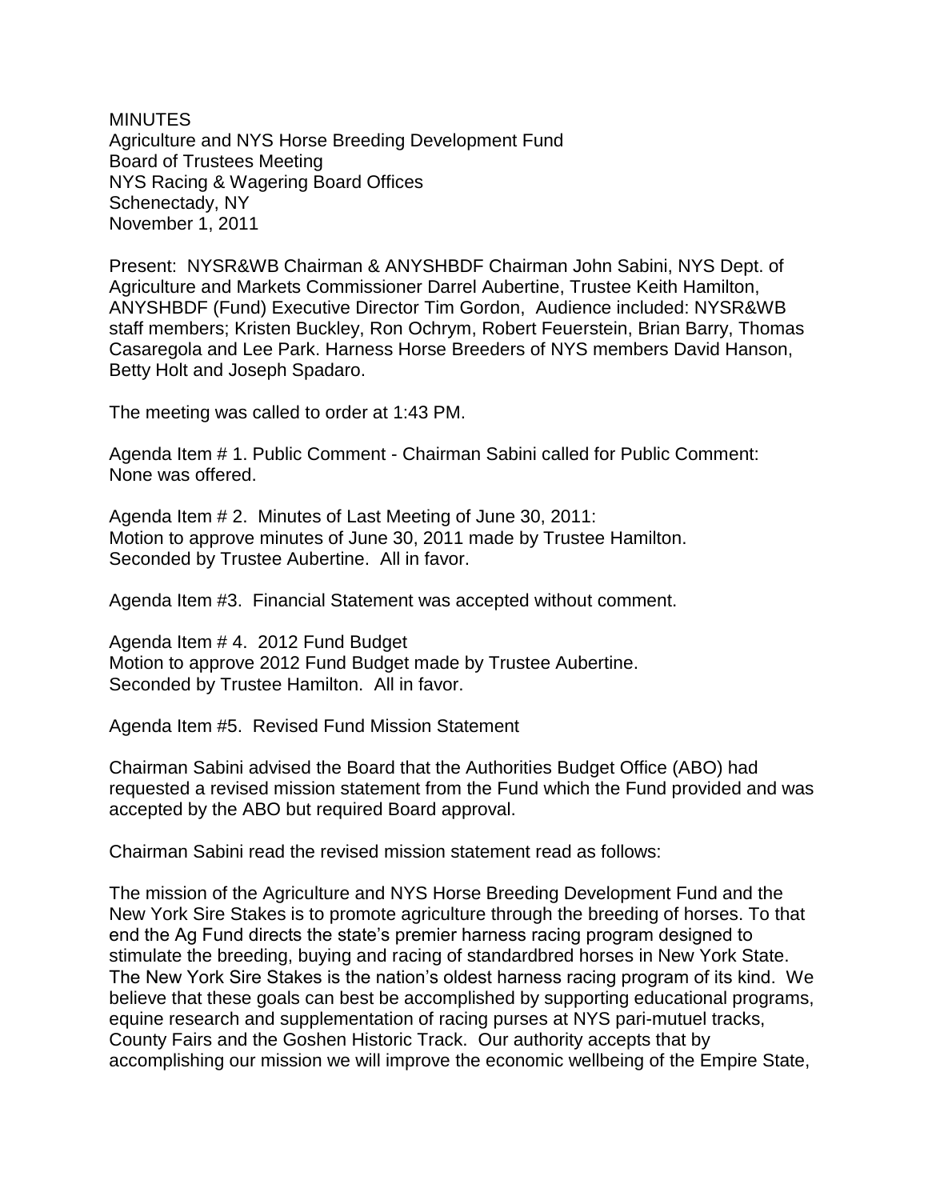MINUTES
Agriculture and NYS Horse Breeding Development Fund
Board of Trustees Meeting
NYS Racing & Wagering Board Offices
Schenectady, NY
November 1, 2011

Present: NYSR&WB Chairman & ANYSHBDF Chairman John Sabini, NYS Dept. of Agriculture and Markets Commissioner Darrel Aubertine, Trustee Keith Hamilton, ANYSHBDF (Fund) Executive Director Tim Gordon, Audience included: NYSR&WB staff members; Kristen Buckley, Ron Ochrym, Robert Feuerstein, Brian Barry, Thomas Casaregola and Lee Park. Harness Horse Breeders of NYS members David Hanson, Betty Holt and Joseph Spadaro.

The meeting was called to order at 1:43 PM.

Agenda Item # 1. Public Comment - Chairman Sabini called for Public Comment: None was offered.

Agenda Item # 2. Minutes of Last Meeting of June 30, 2011:
Motion to approve minutes of June 30, 2011 made by Trustee Hamilton.
Seconded by Trustee Aubertine. All in favor.

Agenda Item #3. Financial Statement was accepted without comment.

Agenda Item # 4. 2012 Fund Budget
Motion to approve 2012 Fund Budget made by Trustee Aubertine.
Seconded by Trustee Hamilton. All in favor.

Agenda Item #5. Revised Fund Mission Statement

Chairman Sabini advised the Board that the Authorities Budget Office (ABO) had requested a revised mission statement from the Fund which the Fund provided and was accepted by the ABO but required Board approval.

Chairman Sabini read the revised mission statement read as follows:

The mission of the Agriculture and NYS Horse Breeding Development Fund and the New York Sire Stakes is to promote agriculture through the breeding of horses. To that end the Ag Fund directs the state's premier harness racing program designed to stimulate the breeding, buying and racing of standardbred horses in New York State. The New York Sire Stakes is the nation's oldest harness racing program of its kind. We believe that these goals can best be accomplished by supporting educational programs, equine research and supplementation of racing purses at NYS pari-mutuel tracks, County Fairs and the Goshen Historic Track. Our authority accepts that by accomplishing our mission we will improve the economic wellbeing of the Empire State,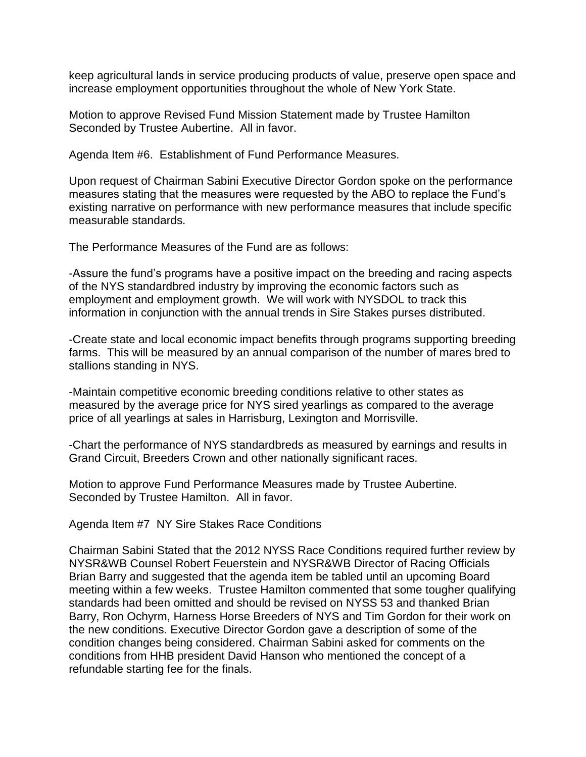keep agricultural lands in service producing products of value, preserve open space and increase employment opportunities throughout the whole of New York State.

Motion to approve Revised Fund Mission Statement made by Trustee Hamilton Seconded by Trustee Aubertine. All in favor.

Agenda Item #6. Establishment of Fund Performance Measures.

Upon request of Chairman Sabini Executive Director Gordon spoke on the performance measures stating that the measures were requested by the ABO to replace the Fund's existing narrative on performance with new performance measures that include specific measurable standards.

The Performance Measures of the Fund are as follows:

-Assure the fund's programs have a positive impact on the breeding and racing aspects of the NYS standardbred industry by improving the economic factors such as employment and employment growth. We will work with NYSDOL to track this information in conjunction with the annual trends in Sire Stakes purses distributed.

-Create state and local economic impact benefits through programs supporting breeding farms. This will be measured by an annual comparison of the number of mares bred to stallions standing in NYS.

-Maintain competitive economic breeding conditions relative to other states as measured by the average price for NYS sired yearlings as compared to the average price of all yearlings at sales in Harrisburg, Lexington and Morrisville.

-Chart the performance of NYS standardbreds as measured by earnings and results in Grand Circuit, Breeders Crown and other nationally significant races.

Motion to approve Fund Performance Measures made by Trustee Aubertine. Seconded by Trustee Hamilton. All in favor.

Agenda Item #7 NY Sire Stakes Race Conditions

Chairman Sabini Stated that the 2012 NYSS Race Conditions required further review by NYSR&WB Counsel Robert Feuerstein and NYSR&WB Director of Racing Officials Brian Barry and suggested that the agenda item be tabled until an upcoming Board meeting within a few weeks. Trustee Hamilton commented that some tougher qualifying standards had been omitted and should be revised on NYSS 53 and thanked Brian Barry, Ron Ochyrm, Harness Horse Breeders of NYS and Tim Gordon for their work on the new conditions. Executive Director Gordon gave a description of some of the condition changes being considered. Chairman Sabini asked for comments on the conditions from HHB president David Hanson who mentioned the concept of a refundable starting fee for the finals.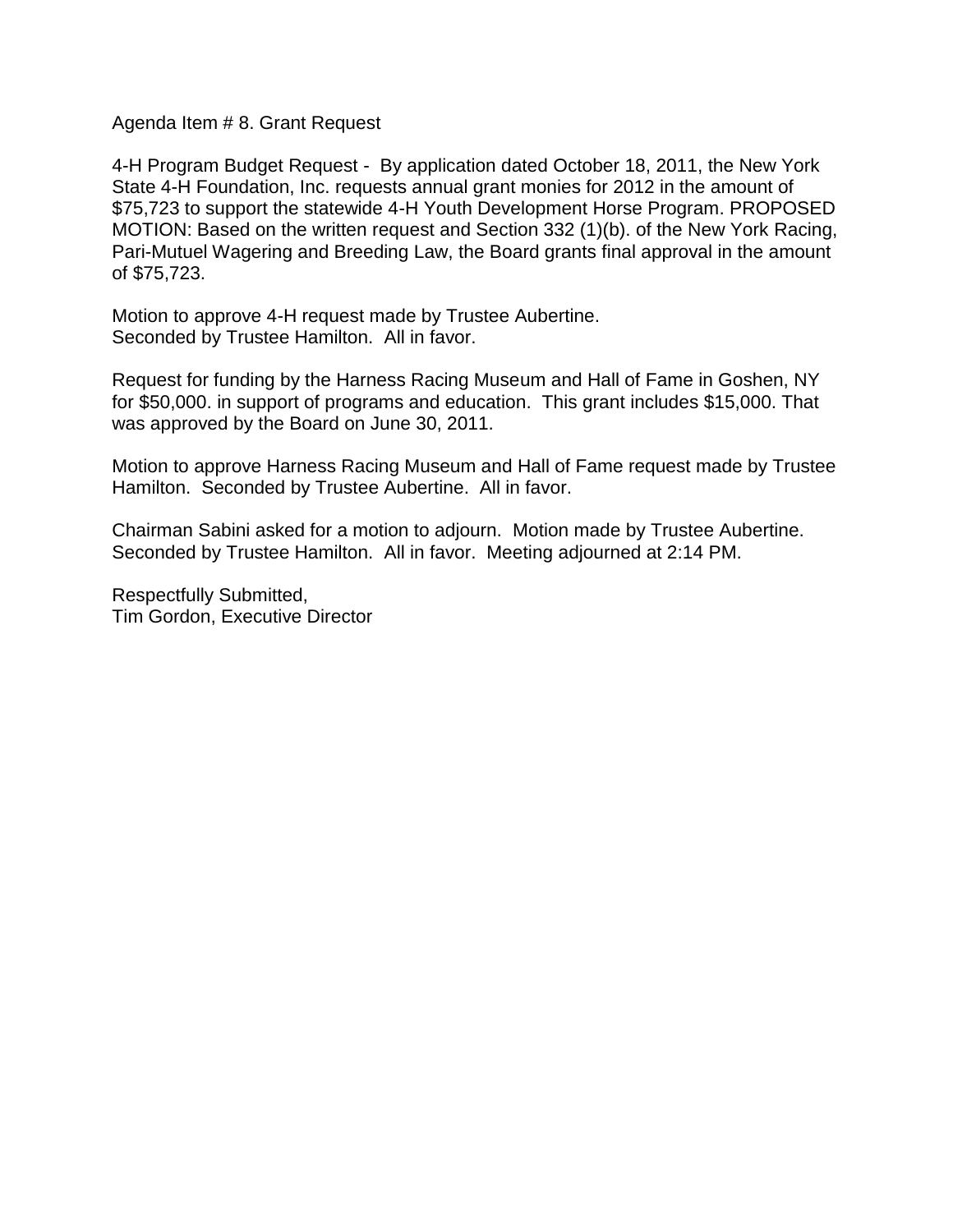Agenda Item # 8. Grant Request

4-H Program Budget Request - By application dated October 18, 2011, the New York State 4-H Foundation, Inc. requests annual grant monies for 2012 in the amount of $75,723 to support the statewide 4-H Youth Development Horse Program. PROPOSED MOTION: Based on the written request and Section 332 (1)(b). of the New York Racing, Pari-Mutuel Wagering and Breeding Law, the Board grants final approval in the amount of $75,723.

Motion to approve 4-H request made by Trustee Aubertine.
Seconded by Trustee Hamilton. All in favor.

Request for funding by the Harness Racing Museum and Hall of Fame in Goshen, NY for $50,000. in support of programs and education. This grant includes $15,000. That was approved by the Board on June 30, 2011.

Motion to approve Harness Racing Museum and Hall of Fame request made by Trustee Hamilton. Seconded by Trustee Aubertine. All in favor.

Chairman Sabini asked for a motion to adjourn. Motion made by Trustee Aubertine. Seconded by Trustee Hamilton. All in favor. Meeting adjourned at 2:14 PM.

Respectfully Submitted,
Tim Gordon, Executive Director